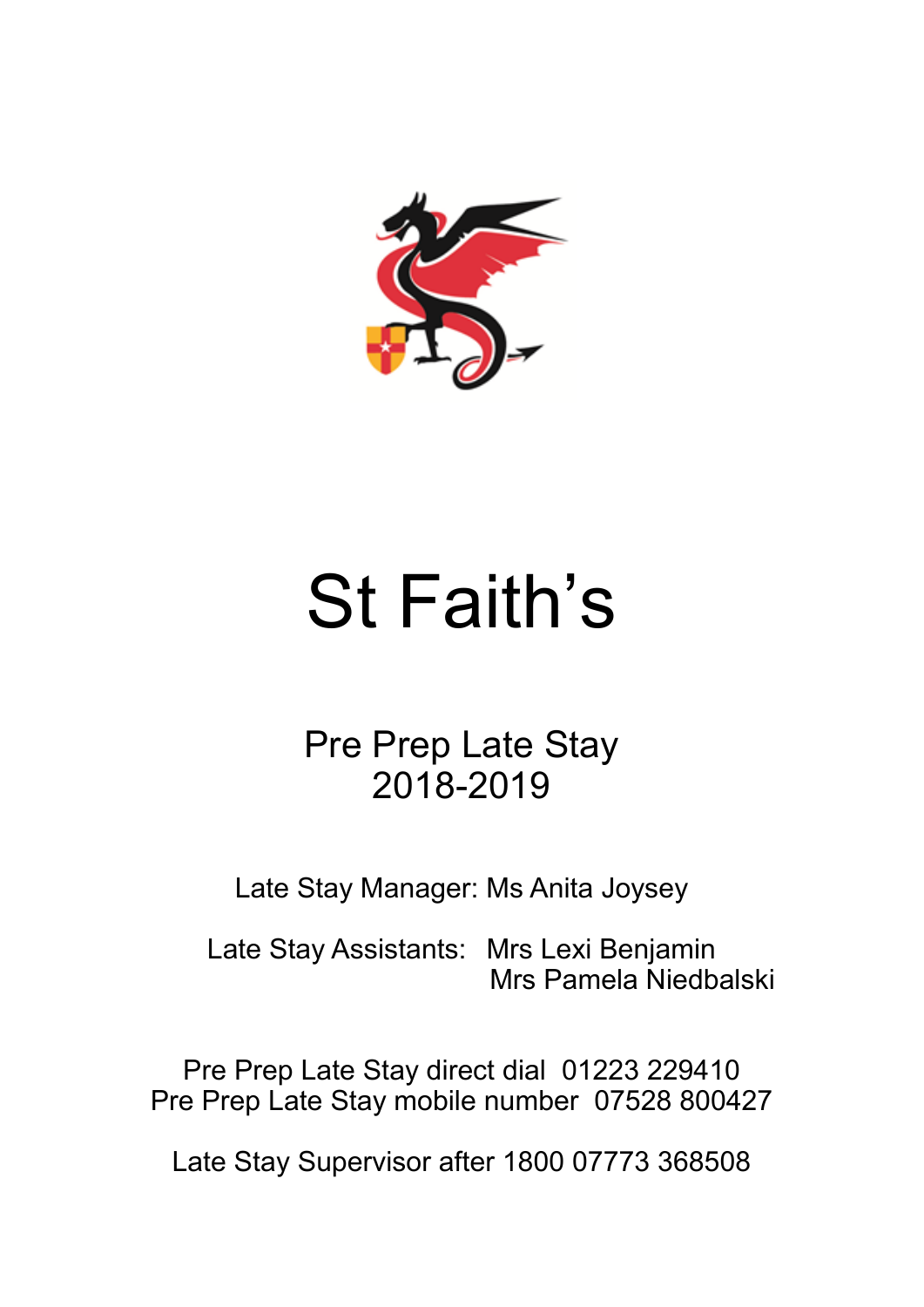# St Faith's

## Pre Prep Late Stay
## 2018-2019

Late Stay Manager: Ms Anita Joysey

Late Stay Assistants: Mrs Lexi Benjamin
Mrs Pamela Niedbalski

Pre Prep Late Stay direct dial 01223 229410
Pre Prep Late Stay mobile number 07528 800427

Late Stay Supervisor after 1800 07773 368508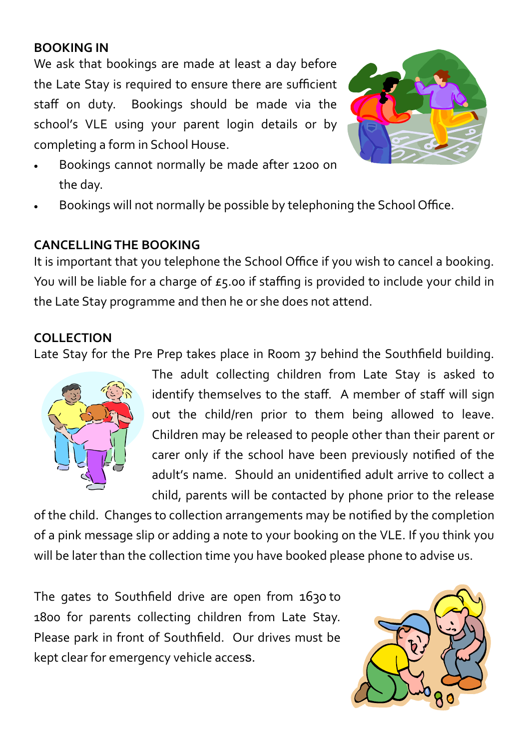## BOOKING IN

We ask that bookings are made at least a day before the Late Stay is required to ensure there are sufficient staff on duty. Bookings should be made via the school's VLE using your parent login details or by completing a form in School House.

- Bookings cannot normally be made after 1200 on the day.
- Bookings will not normally be possible by telephoning the School Office.

## CANCELLING THE BOOKING

It is important that you telephone the School Office if you wish to cancel a booking. You will be liable for a charge of £5.00 if staffing is provided to include your child in the Late Stay programme and then he or she does not attend.

## COLLECTION

Late Stay for the Pre Prep takes place in Room 37 behind the Southfield building. The adult collecting children from Late Stay is asked to identify themselves to the staff. A member of staff will sign out the child/ren prior to them being allowed to leave. Children may be released to people other than their parent or carer only if the school have been previously notified of the adult's name. Should an unidentified adult arrive to collect a child, parents will be contacted by phone prior to the release of the child. Changes to collection arrangements may be notified by the completion of a pink message slip or adding a note to your booking on the VLE. If you think you will be later than the collection time you have booked please phone to advise us.

The gates to Southfield drive are open from 1630 to 1800 for parents collecting children from Late Stay. Please park in front of Southfield. Our drives must be kept clear for emergency vehicle access.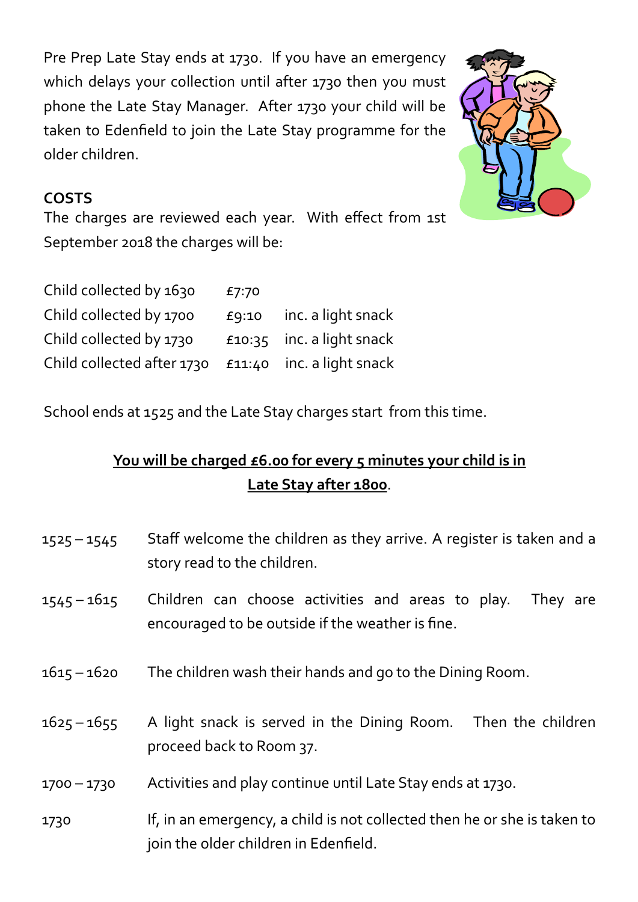Pre Prep Late Stay ends at 1730. If you have an emergency which delays your collection until after 1730 then you must phone the Late Stay Manager. After 1730 your child will be taken to Edenfield to join the Late Stay programme for the older children.

**COSTS**

The charges are reviewed each year. With effect from 1st September 2018 the charges will be:

| | | |
|---|---|---|
| Child collected by 1630 | £7:70 | |
| Child collected by 1700 | £9:10 | inc. a light snack |
| Child collected by 1730 | £10:35 | inc. a light snack |
| Child collected after 1730 | £11:40 | inc. a light snack |

School ends at 1525 and the Late Stay charges start from this time.

**<u>You will be charged £6.00 for every 5 minutes your child is in Late Stay after 1800</u>**.

| | |
|---|---|
| 1525 – 1545 | Staff welcome the children as they arrive. A register is taken and a story read to the children. |
| 1545 – 1615 | Children can choose activities and areas to play. They are encouraged to be outside if the weather is fine. |
| 1615 – 1620 | The children wash their hands and go to the Dining Room. |
| 1625 – 1655 | A light snack is served in the Dining Room. Then the children proceed back to Room 37. |
| 1700 – 1730 | Activities and play continue until Late Stay ends at 1730. |
| 1730 | If, in an emergency, a child is not collected then he or she is taken to join the older children in Edenfield. |